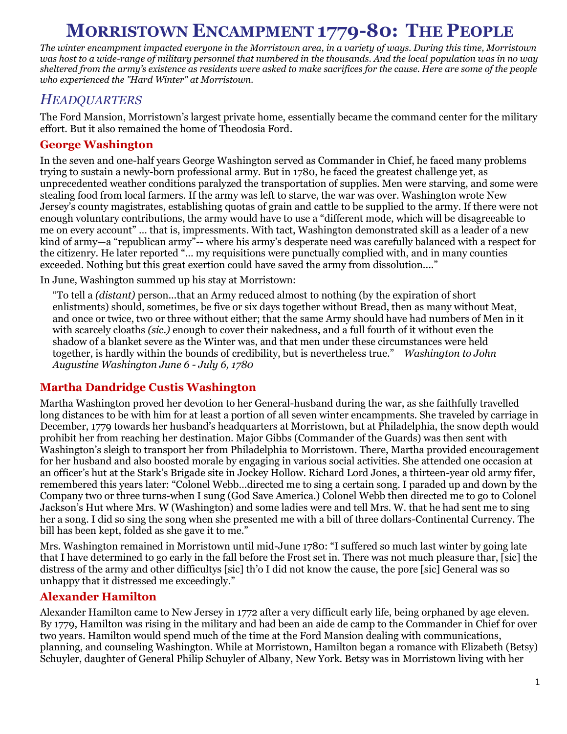# MORRISTOWN ENCAMPMENT 1779-80: THE PEOPLE

*The winter encampment impacted everyone in the Morristown area, in a variety of ways. During this time, Morristown was host to a wide-range of military personnel that numbered in the thousands. And the local population was in no way sheltered from the army's existence as residents were asked to make sacrifices for the cause. Here are some of the people who experienced the "Hard Winter" at Morristown.*

## *HEADQUARTERS*

The Ford Mansion, Morristown's largest private home, essentially became the command center for the military effort. But it also remained the home of Theodosia Ford.

### George Washington

In the seven and one-half years George Washington served as Commander in Chief, he faced many problems trying to sustain a newly-born professional army. But in 1780, he faced the greatest challenge yet, as unprecedented weather conditions paralyzed the transportation of supplies. Men were starving, and some were stealing food from local farmers. If the army was left to starve, the war was over. Washington wrote New Jersey's county magistrates, establishing quotas of grain and cattle to be supplied to the army. If there were not enough voluntary contributions, the army would have to use a "different mode, which will be disagreeable to me on every account" … that is, impressments. With tact, Washington demonstrated skill as a leader of a new kind of army—a "republican army"-- where his army's desperate need was carefully balanced with a respect for the citizenry. He later reported "… my requisitions were punctually complied with, and in many counties exceeded. Nothing but this great exertion could have saved the army from dissolution…."

In June, Washington summed up his stay at Morristown:

> "To tell a *(distant)* person…that an Army reduced almost to nothing (by the expiration of short enlistments) should, sometimes, be five or six days together without Bread, then as many without Meat, and once or twice, two or three without either; that the same Army should have had numbers of Men in it with scarcely cloaths *(sic.)* enough to cover their nakedness, and a full fourth of it without even the shadow of a blanket severe as the Winter was, and that men under these circumstances were held together, is hardly within the bounds of credibility, but is nevertheless true." *Washington to John Augustine Washington June 6 - July 6, 1780*

### Martha Dandridge Custis Washington

Martha Washington proved her devotion to her General-husband during the war, as she faithfully travelled long distances to be with him for at least a portion of all seven winter encampments. She traveled by carriage in December, 1779 towards her husband's headquarters at Morristown, but at Philadelphia, the snow depth would prohibit her from reaching her destination. Major Gibbs (Commander of the Guards) was then sent with Washington's sleigh to transport her from Philadelphia to Morristown. There, Martha provided encouragement for her husband and also boosted morale by engaging in various social activities. She attended one occasion at an officer's hut at the Stark's Brigade site in Jockey Hollow. Richard Lord Jones, a thirteen-year old army fifer, remembered this years later: "Colonel Webb…directed me to sing a certain song. I paraded up and down by the Company two or three turns-when I sung (God Save America.) Colonel Webb then directed me to go to Colonel Jackson's Hut where Mrs. W (Washington) and some ladies were and tell Mrs. W. that he had sent me to sing her a song. I did so sing the song when she presented me with a bill of three dollars-Continental Currency. The bill has been kept, folded as she gave it to me."

Mrs. Washington remained in Morristown until mid-June 1780: "I suffered so much last winter by going late that I have determined to go early in the fall before the Frost set in. There was not much pleasure thar, [sic] the distress of the army and other difficultys [sic] th'o I did not know the cause, the pore [sic] General was so unhappy that it distressed me exceedingly."

### Alexander Hamilton

Alexander Hamilton came to New Jersey in 1772 after a very difficult early life, being orphaned by age eleven. By 1779, Hamilton was rising in the military and had been an aide de camp to the Commander in Chief for over two years. Hamilton would spend much of the time at the Ford Mansion dealing with communications, planning, and counseling Washington. While at Morristown, Hamilton began a romance with Elizabeth (Betsy) Schuyler, daughter of General Philip Schuyler of Albany, New York. Betsy was in Morristown living with her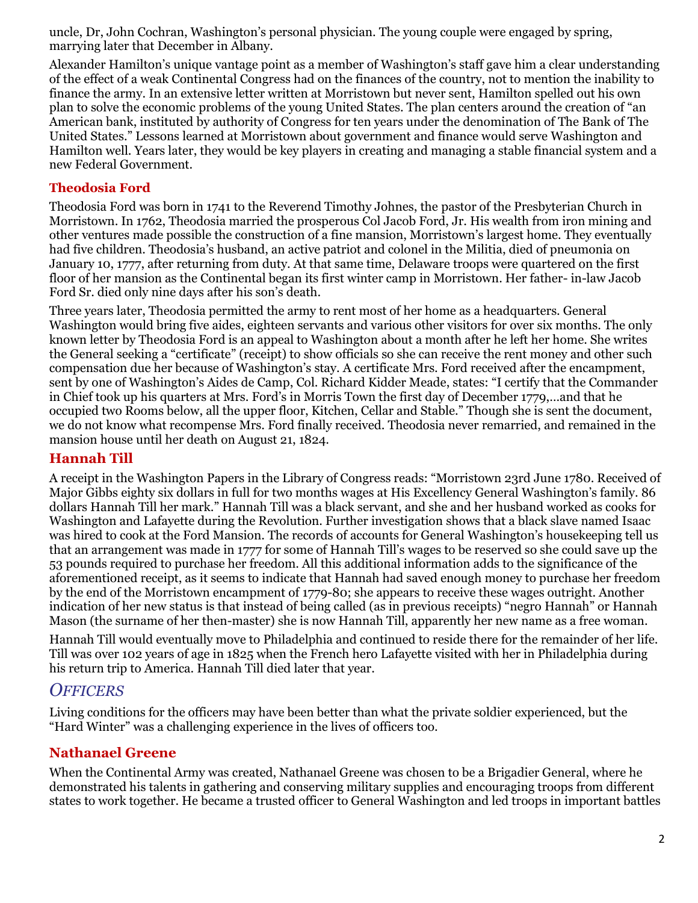uncle, Dr, John Cochran, Washington's personal physician. The young couple were engaged by spring, marrying later that December in Albany.

Alexander Hamilton's unique vantage point as a member of Washington's staff gave him a clear understanding of the effect of a weak Continental Congress had on the finances of the country, not to mention the inability to finance the army. In an extensive letter written at Morristown but never sent, Hamilton spelled out his own plan to solve the economic problems of the young United States. The plan centers around the creation of "an American bank, instituted by authority of Congress for ten years under the denomination of The Bank of The United States." Lessons learned at Morristown about government and finance would serve Washington and Hamilton well. Years later, they would be key players in creating and managing a stable financial system and a new Federal Government.

### Theodosia Ford

Theodosia Ford was born in 1741 to the Reverend Timothy Johnes, the pastor of the Presbyterian Church in Morristown. In 1762, Theodosia married the prosperous Col Jacob Ford, Jr. His wealth from iron mining and other ventures made possible the construction of a fine mansion, Morristown's largest home. They eventually had five children. Theodosia's husband, an active patriot and colonel in the Militia, died of pneumonia on January 10, 1777, after returning from duty. At that same time, Delaware troops were quartered on the first floor of her mansion as the Continental began its first winter camp in Morristown. Her father- in-law Jacob Ford Sr. died only nine days after his son's death.

Three years later, Theodosia permitted the army to rent most of her home as a headquarters. General Washington would bring five aides, eighteen servants and various other visitors for over six months. The only known letter by Theodosia Ford is an appeal to Washington about a month after he left her home. She writes the General seeking a "certificate" (receipt) to show officials so she can receive the rent money and other such compensation due her because of Washington's stay. A certificate Mrs. Ford received after the encampment, sent by one of Washington's Aides de Camp, Col. Richard Kidder Meade, states: "I certify that the Commander in Chief took up his quarters at Mrs. Ford's in Morris Town the first day of December 1779,…and that he occupied two Rooms below, all the upper floor, Kitchen, Cellar and Stable." Though she is sent the document, we do not know what recompense Mrs. Ford finally received. Theodosia never remarried, and remained in the mansion house until her death on August 21, 1824.

### Hannah Till

A receipt in the Washington Papers in the Library of Congress reads: "Morristown 23rd June 1780. Received of Major Gibbs eighty six dollars in full for two months wages at His Excellency General Washington's family. 86 dollars Hannah Till her mark." Hannah Till was a black servant, and she and her husband worked as cooks for Washington and Lafayette during the Revolution. Further investigation shows that a black slave named Isaac was hired to cook at the Ford Mansion. The records of accounts for General Washington's housekeeping tell us that an arrangement was made in 1777 for some of Hannah Till's wages to be reserved so she could save up the 53 pounds required to purchase her freedom. All this additional information adds to the significance of the aforementioned receipt, as it seems to indicate that Hannah had saved enough money to purchase her freedom by the end of the Morristown encampment of 1779-80; she appears to receive these wages outright. Another indication of her new status is that instead of being called (as in previous receipts) "negro Hannah" or Hannah Mason (the surname of her then-master) she is now Hannah Till, apparently her new name as a free woman.

Hannah Till would eventually move to Philadelphia and continued to reside there for the remainder of her life. Till was over 102 years of age in 1825 when the French hero Lafayette visited with her in Philadelphia during his return trip to America. Hannah Till died later that year.

## *OFFICERS*

Living conditions for the officers may have been better than what the private soldier experienced, but the "Hard Winter" was a challenging experience in the lives of officers too.

### Nathanael Greene

When the Continental Army was created, Nathanael Greene was chosen to be a Brigadier General, where he demonstrated his talents in gathering and conserving military supplies and encouraging troops from different states to work together. He became a trusted officer to General Washington and led troops in important battles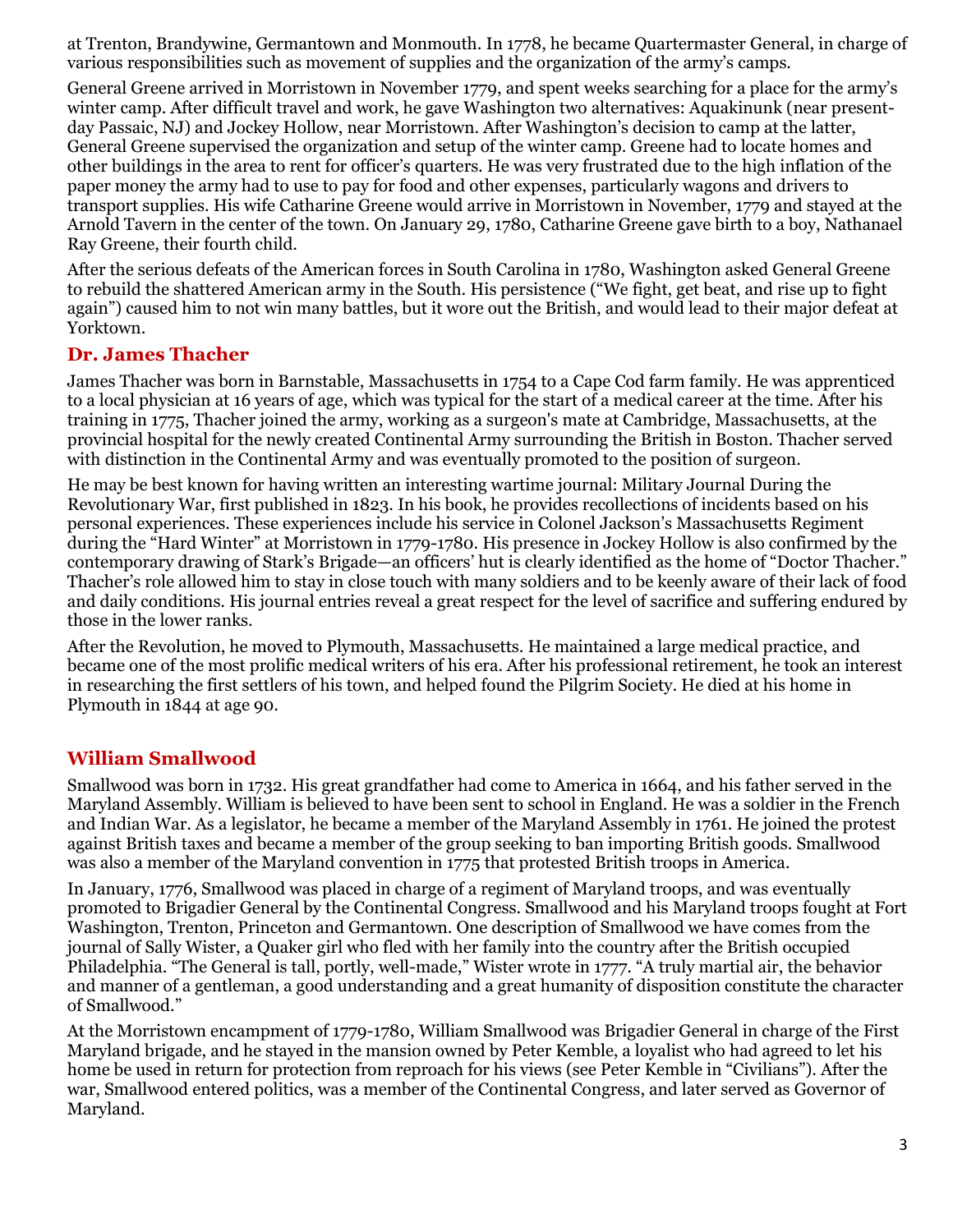at Trenton, Brandywine, Germantown and Monmouth. In 1778, he became Quartermaster General, in charge of various responsibilities such as movement of supplies and the organization of the army's camps.

General Greene arrived in Morristown in November 1779, and spent weeks searching for a place for the army's winter camp. After difficult travel and work, he gave Washington two alternatives: Aquakinunk (near present-day Passaic, NJ) and Jockey Hollow, near Morristown. After Washington's decision to camp at the latter, General Greene supervised the organization and setup of the winter camp. Greene had to locate homes and other buildings in the area to rent for officer's quarters. He was very frustrated due to the high inflation of the paper money the army had to use to pay for food and other expenses, particularly wagons and drivers to transport supplies. His wife Catharine Greene would arrive in Morristown in November, 1779 and stayed at the Arnold Tavern in the center of the town. On January 29, 1780, Catharine Greene gave birth to a boy, Nathanael Ray Greene, their fourth child.

After the serious defeats of the American forces in South Carolina in 1780, Washington asked General Greene to rebuild the shattered American army in the South. His persistence ("We fight, get beat, and rise up to fight again") caused him to not win many battles, but it wore out the British, and would lead to their major defeat at Yorktown.

## Dr. James Thacher

James Thacher was born in Barnstable, Massachusetts in 1754 to a Cape Cod farm family. He was apprenticed to a local physician at 16 years of age, which was typical for the start of a medical career at the time. After his training in 1775, Thacher joined the army, working as a surgeon's mate at Cambridge, Massachusetts, at the provincial hospital for the newly created Continental Army surrounding the British in Boston. Thacher served with distinction in the Continental Army and was eventually promoted to the position of surgeon.

He may be best known for having written an interesting wartime journal: Military Journal During the Revolutionary War, first published in 1823. In his book, he provides recollections of incidents based on his personal experiences. These experiences include his service in Colonel Jackson's Massachusetts Regiment during the "Hard Winter" at Morristown in 1779-1780. His presence in Jockey Hollow is also confirmed by the contemporary drawing of Stark's Brigade—an officers' hut is clearly identified as the home of "Doctor Thacher." Thacher's role allowed him to stay in close touch with many soldiers and to be keenly aware of their lack of food and daily conditions. His journal entries reveal a great respect for the level of sacrifice and suffering endured by those in the lower ranks.

After the Revolution, he moved to Plymouth, Massachusetts. He maintained a large medical practice, and became one of the most prolific medical writers of his era. After his professional retirement, he took an interest in researching the first settlers of his town, and helped found the Pilgrim Society. He died at his home in Plymouth in 1844 at age 90.

## William Smallwood

Smallwood was born in 1732. His great grandfather had come to America in 1664, and his father served in the Maryland Assembly. William is believed to have been sent to school in England. He was a soldier in the French and Indian War. As a legislator, he became a member of the Maryland Assembly in 1761. He joined the protest against British taxes and became a member of the group seeking to ban importing British goods. Smallwood was also a member of the Maryland convention in 1775 that protested British troops in America.

In January, 1776, Smallwood was placed in charge of a regiment of Maryland troops, and was eventually promoted to Brigadier General by the Continental Congress. Smallwood and his Maryland troops fought at Fort Washington, Trenton, Princeton and Germantown. One description of Smallwood we have comes from the journal of Sally Wister, a Quaker girl who fled with her family into the country after the British occupied Philadelphia. "The General is tall, portly, well-made," Wister wrote in 1777. "A truly martial air, the behavior and manner of a gentleman, a good understanding and a great humanity of disposition constitute the character of Smallwood."

At the Morristown encampment of 1779-1780, William Smallwood was Brigadier General in charge of the First Maryland brigade, and he stayed in the mansion owned by Peter Kemble, a loyalist who had agreed to let his home be used in return for protection from reproach for his views (see Peter Kemble in "Civilians"). After the war, Smallwood entered politics, was a member of the Continental Congress, and later served as Governor of Maryland.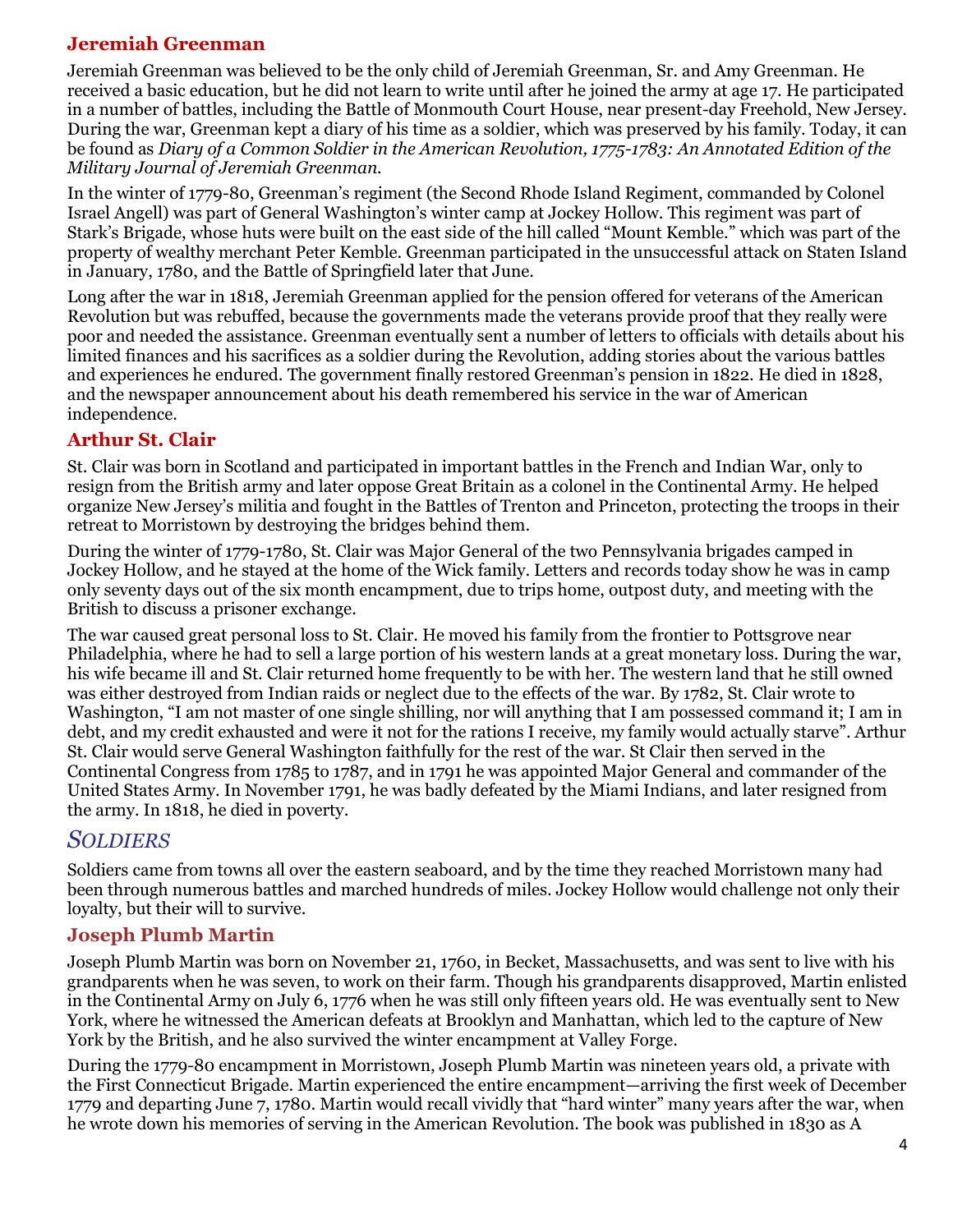### Jeremiah Greenman

Jeremiah Greenman was believed to be the only child of Jeremiah Greenman, Sr. and Amy Greenman. He received a basic education, but he did not learn to write until after he joined the army at age 17. He participated in a number of battles, including the Battle of Monmouth Court House, near present-day Freehold, New Jersey. During the war, Greenman kept a diary of his time as a soldier, which was preserved by his family. Today, it can be found as *Diary of a Common Soldier in the American Revolution, 1775-1783: An Annotated Edition of the Military Journal of Jeremiah Greenman.*

In the winter of 1779-80, Greenman's regiment (the Second Rhode Island Regiment, commanded by Colonel Israel Angell) was part of General Washington's winter camp at Jockey Hollow. This regiment was part of Stark's Brigade, whose huts were built on the east side of the hill called "Mount Kemble." which was part of the property of wealthy merchant Peter Kemble. Greenman participated in the unsuccessful attack on Staten Island in January, 1780, and the Battle of Springfield later that June.

Long after the war in 1818, Jeremiah Greenman applied for the pension offered for veterans of the American Revolution but was rebuffed, because the governments made the veterans provide proof that they really were poor and needed the assistance. Greenman eventually sent a number of letters to officials with details about his limited finances and his sacrifices as a soldier during the Revolution, adding stories about the various battles and experiences he endured. The government finally restored Greenman's pension in 1822. He died in 1828, and the newspaper announcement about his death remembered his service in the war of American independence.

### Arthur St. Clair

St. Clair was born in Scotland and participated in important battles in the French and Indian War, only to resign from the British army and later oppose Great Britain as a colonel in the Continental Army. He helped organize New Jersey's militia and fought in the Battles of Trenton and Princeton, protecting the troops in their retreat to Morristown by destroying the bridges behind them.

During the winter of 1779-1780, St. Clair was Major General of the two Pennsylvania brigades camped in Jockey Hollow, and he stayed at the home of the Wick family. Letters and records today show he was in camp only seventy days out of the six month encampment, due to trips home, outpost duty, and meeting with the British to discuss a prisoner exchange.

The war caused great personal loss to St. Clair. He moved his family from the frontier to Pottsgrove near Philadelphia, where he had to sell a large portion of his western lands at a great monetary loss. During the war, his wife became ill and St. Clair returned home frequently to be with her. The western land that he still owned was either destroyed from Indian raids or neglect due to the effects of the war. By 1782, St. Clair wrote to Washington, "I am not master of one single shilling, nor will anything that I am possessed command it; I am in debt, and my credit exhausted and were it not for the rations I receive, my family would actually starve". Arthur St. Clair would serve General Washington faithfully for the rest of the war. St Clair then served in the Continental Congress from 1785 to 1787, and in 1791 he was appointed Major General and commander of the United States Army. In November 1791, he was badly defeated by the Miami Indians, and later resigned from the army. In 1818, he died in poverty.

## *Soldiers*

Soldiers came from towns all over the eastern seaboard, and by the time they reached Morristown many had been through numerous battles and marched hundreds of miles. Jockey Hollow would challenge not only their loyalty, but their will to survive.

### Joseph Plumb Martin

Joseph Plumb Martin was born on November 21, 1760, in Becket, Massachusetts, and was sent to live with his grandparents when he was seven, to work on their farm. Though his grandparents disapproved, Martin enlisted in the Continental Army on July 6, 1776 when he was still only fifteen years old. He was eventually sent to New York, where he witnessed the American defeats at Brooklyn and Manhattan, which led to the capture of New York by the British, and he also survived the winter encampment at Valley Forge.

During the 1779-80 encampment in Morristown, Joseph Plumb Martin was nineteen years old, a private with the First Connecticut Brigade. Martin experienced the entire encampment—arriving the first week of December 1779 and departing June 7, 1780. Martin would recall vividly that "hard winter" many years after the war, when he wrote down his memories of serving in the American Revolution. The book was published in 1830 as A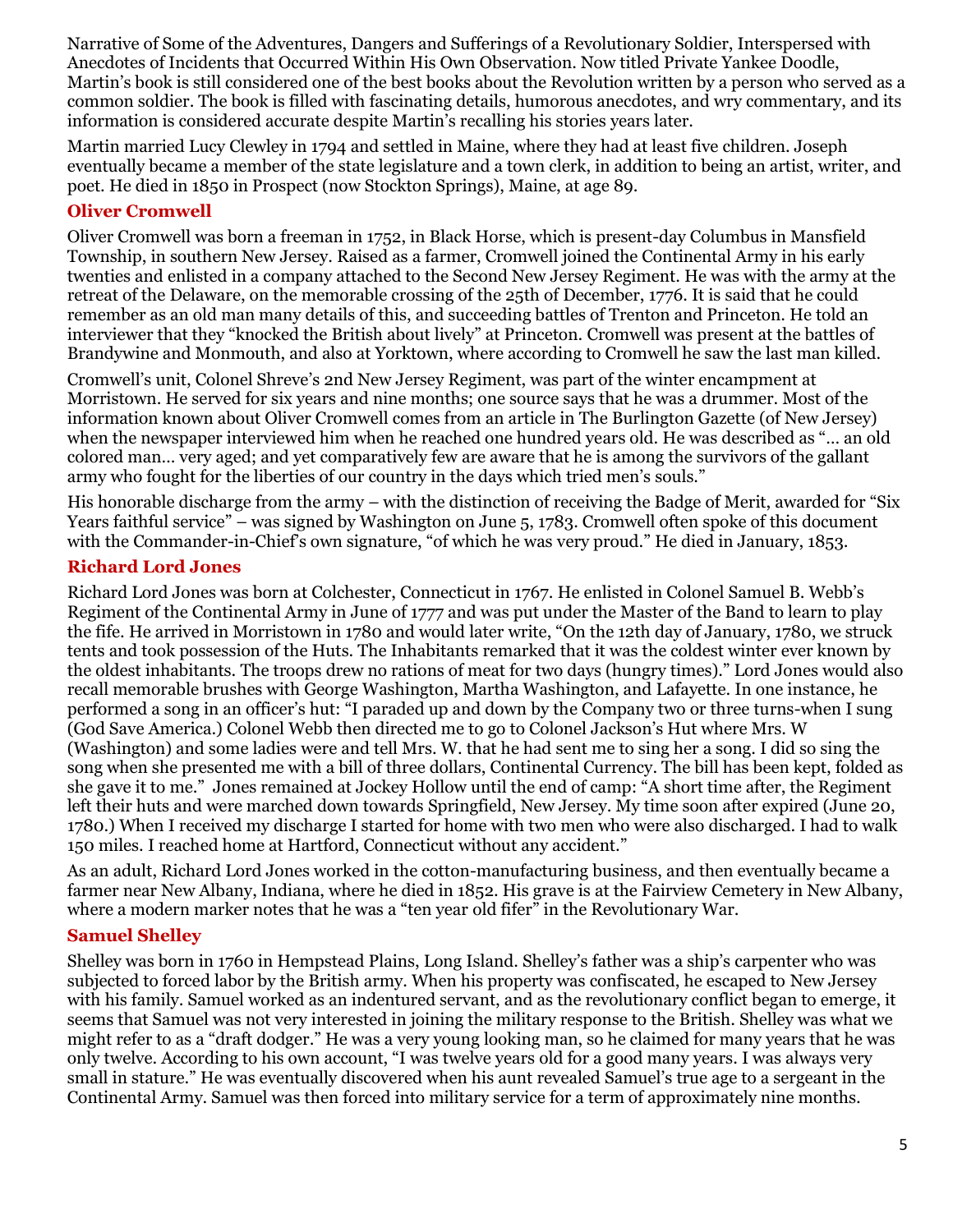Narrative of Some of the Adventures, Dangers and Sufferings of a Revolutionary Soldier, Interspersed with Anecdotes of Incidents that Occurred Within His Own Observation. Now titled Private Yankee Doodle, Martin's book is still considered one of the best books about the Revolution written by a person who served as a common soldier. The book is filled with fascinating details, humorous anecdotes, and wry commentary, and its information is considered accurate despite Martin's recalling his stories years later.

Martin married Lucy Clewley in 1794 and settled in Maine, where they had at least five children. Joseph eventually became a member of the state legislature and a town clerk, in addition to being an artist, writer, and poet. He died in 1850 in Prospect (now Stockton Springs), Maine, at age 89.

### Oliver Cromwell

Oliver Cromwell was born a freeman in 1752, in Black Horse, which is present-day Columbus in Mansfield Township, in southern New Jersey. Raised as a farmer, Cromwell joined the Continental Army in his early twenties and enlisted in a company attached to the Second New Jersey Regiment. He was with the army at the retreat of the Delaware, on the memorable crossing of the 25th of December, 1776. It is said that he could remember as an old man many details of this, and succeeding battles of Trenton and Princeton. He told an interviewer that they "knocked the British about lively" at Princeton. Cromwell was present at the battles of Brandywine and Monmouth, and also at Yorktown, where according to Cromwell he saw the last man killed.

Cromwell's unit, Colonel Shreve's 2nd New Jersey Regiment, was part of the winter encampment at Morristown. He served for six years and nine months; one source says that he was a drummer. Most of the information known about Oliver Cromwell comes from an article in The Burlington Gazette (of New Jersey) when the newspaper interviewed him when he reached one hundred years old. He was described as "… an old colored man… very aged; and yet comparatively few are aware that he is among the survivors of the gallant army who fought for the liberties of our country in the days which tried men's souls."

His honorable discharge from the army – with the distinction of receiving the Badge of Merit, awarded for "Six Years faithful service" – was signed by Washington on June 5, 1783. Cromwell often spoke of this document with the Commander-in-Chief's own signature, "of which he was very proud." He died in January, 1853.

### Richard Lord Jones

Richard Lord Jones was born at Colchester, Connecticut in 1767. He enlisted in Colonel Samuel B. Webb's Regiment of the Continental Army in June of 1777 and was put under the Master of the Band to learn to play the fife. He arrived in Morristown in 1780 and would later write, "On the 12th day of January, 1780, we struck tents and took possession of the Huts. The Inhabitants remarked that it was the coldest winter ever known by the oldest inhabitants. The troops drew no rations of meat for two days (hungry times)." Lord Jones would also recall memorable brushes with George Washington, Martha Washington, and Lafayette. In one instance, he performed a song in an officer's hut: "I paraded up and down by the Company two or three turns-when I sung (God Save America.) Colonel Webb then directed me to go to Colonel Jackson's Hut where Mrs. W (Washington) and some ladies were and tell Mrs. W. that he had sent me to sing her a song. I did so sing the song when she presented me with a bill of three dollars, Continental Currency. The bill has been kept, folded as she gave it to me." Jones remained at Jockey Hollow until the end of camp: "A short time after, the Regiment left their huts and were marched down towards Springfield, New Jersey. My time soon after expired (June 20, 1780.) When I received my discharge I started for home with two men who were also discharged. I had to walk 150 miles. I reached home at Hartford, Connecticut without any accident."

As an adult, Richard Lord Jones worked in the cotton-manufacturing business, and then eventually became a farmer near New Albany, Indiana, where he died in 1852. His grave is at the Fairview Cemetery in New Albany, where a modern marker notes that he was a "ten year old fifer" in the Revolutionary War.

### Samuel Shelley

Shelley was born in 1760 in Hempstead Plains, Long Island. Shelley's father was a ship's carpenter who was subjected to forced labor by the British army. When his property was confiscated, he escaped to New Jersey with his family. Samuel worked as an indentured servant, and as the revolutionary conflict began to emerge, it seems that Samuel was not very interested in joining the military response to the British. Shelley was what we might refer to as a "draft dodger." He was a very young looking man, so he claimed for many years that he was only twelve. According to his own account, "I was twelve years old for a good many years. I was always very small in stature." He was eventually discovered when his aunt revealed Samuel's true age to a sergeant in the Continental Army. Samuel was then forced into military service for a term of approximately nine months.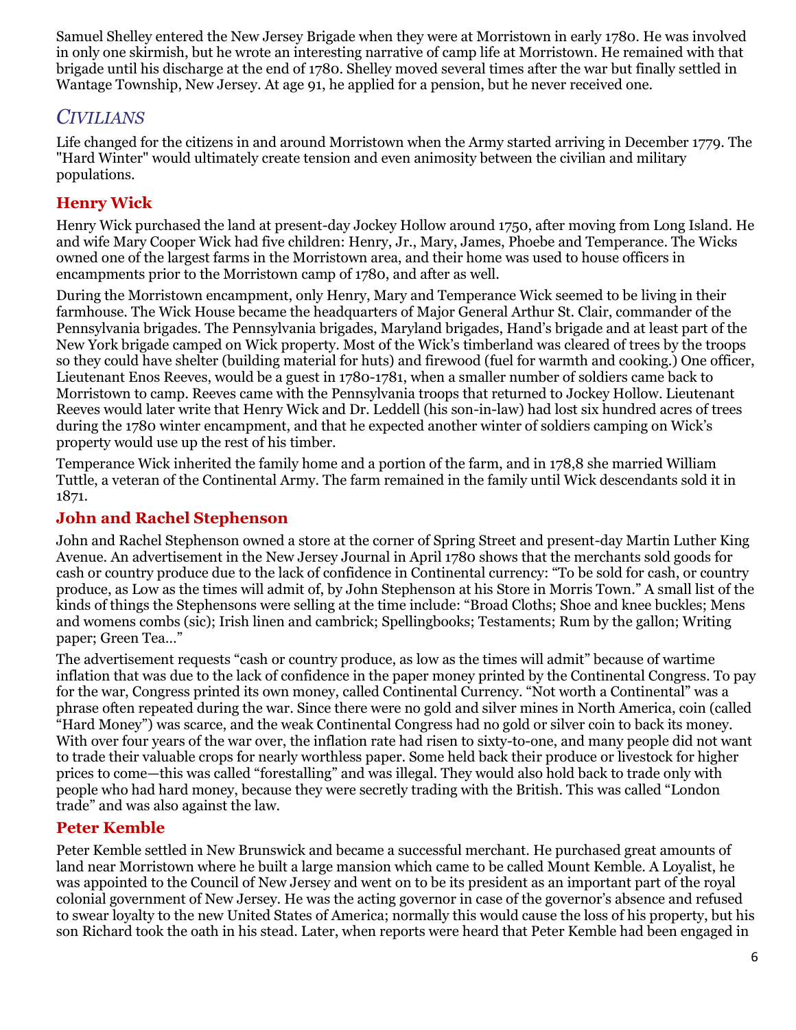Samuel Shelley entered the New Jersey Brigade when they were at Morristown in early 1780. He was involved in only one skirmish, but he wrote an interesting narrative of camp life at Morristown. He remained with that brigade until his discharge at the end of 1780. Shelley moved several times after the war but finally settled in Wantage Township, New Jersey. At age 91, he applied for a pension, but he never received one.

## *CIVILIANS*

Life changed for the citizens in and around Morristown when the Army started arriving in December 1779. The "Hard Winter" would ultimately create tension and even animosity between the civilian and military populations.

### Henry Wick

Henry Wick purchased the land at present-day Jockey Hollow around 1750, after moving from Long Island. He and wife Mary Cooper Wick had five children: Henry, Jr., Mary, James, Phoebe and Temperance. The Wicks owned one of the largest farms in the Morristown area, and their home was used to house officers in encampments prior to the Morristown camp of 1780, and after as well.

During the Morristown encampment, only Henry, Mary and Temperance Wick seemed to be living in their farmhouse. The Wick House became the headquarters of Major General Arthur St. Clair, commander of the Pennsylvania brigades. The Pennsylvania brigades, Maryland brigades, Hand's brigade and at least part of the New York brigade camped on Wick property. Most of the Wick's timberland was cleared of trees by the troops so they could have shelter (building material for huts) and firewood (fuel for warmth and cooking.) One officer, Lieutenant Enos Reeves, would be a guest in 1780-1781, when a smaller number of soldiers came back to Morristown to camp. Reeves came with the Pennsylvania troops that returned to Jockey Hollow. Lieutenant Reeves would later write that Henry Wick and Dr. Leddell (his son-in-law) had lost six hundred acres of trees during the 1780 winter encampment, and that he expected another winter of soldiers camping on Wick's property would use up the rest of his timber.

Temperance Wick inherited the family home and a portion of the farm, and in 178,8 she married William Tuttle, a veteran of the Continental Army. The farm remained in the family until Wick descendants sold it in 1871.

### John and Rachel Stephenson

John and Rachel Stephenson owned a store at the corner of Spring Street and present-day Martin Luther King Avenue. An advertisement in the New Jersey Journal in April 1780 shows that the merchants sold goods for cash or country produce due to the lack of confidence in Continental currency: "To be sold for cash, or country produce, as Low as the times will admit of, by John Stephenson at his Store in Morris Town." A small list of the kinds of things the Stephensons were selling at the time include: "Broad Cloths; Shoe and knee buckles; Mens and womens combs (sic); Irish linen and cambrick; Spellingbooks; Testaments; Rum by the gallon; Writing paper; Green Tea…"

The advertisement requests "cash or country produce, as low as the times will admit" because of wartime inflation that was due to the lack of confidence in the paper money printed by the Continental Congress. To pay for the war, Congress printed its own money, called Continental Currency. "Not worth a Continental" was a phrase often repeated during the war. Since there were no gold and silver mines in North America, coin (called "Hard Money") was scarce, and the weak Continental Congress had no gold or silver coin to back its money. With over four years of the war over, the inflation rate had risen to sixty-to-one, and many people did not want to trade their valuable crops for nearly worthless paper. Some held back their produce or livestock for higher prices to come—this was called "forestalling" and was illegal. They would also hold back to trade only with people who had hard money, because they were secretly trading with the British. This was called "London trade" and was also against the law.

### Peter Kemble

Peter Kemble settled in New Brunswick and became a successful merchant. He purchased great amounts of land near Morristown where he built a large mansion which came to be called Mount Kemble. A Loyalist, he was appointed to the Council of New Jersey and went on to be its president as an important part of the royal colonial government of New Jersey. He was the acting governor in case of the governor's absence and refused to swear loyalty to the new United States of America; normally this would cause the loss of his property, but his son Richard took the oath in his stead. Later, when reports were heard that Peter Kemble had been engaged in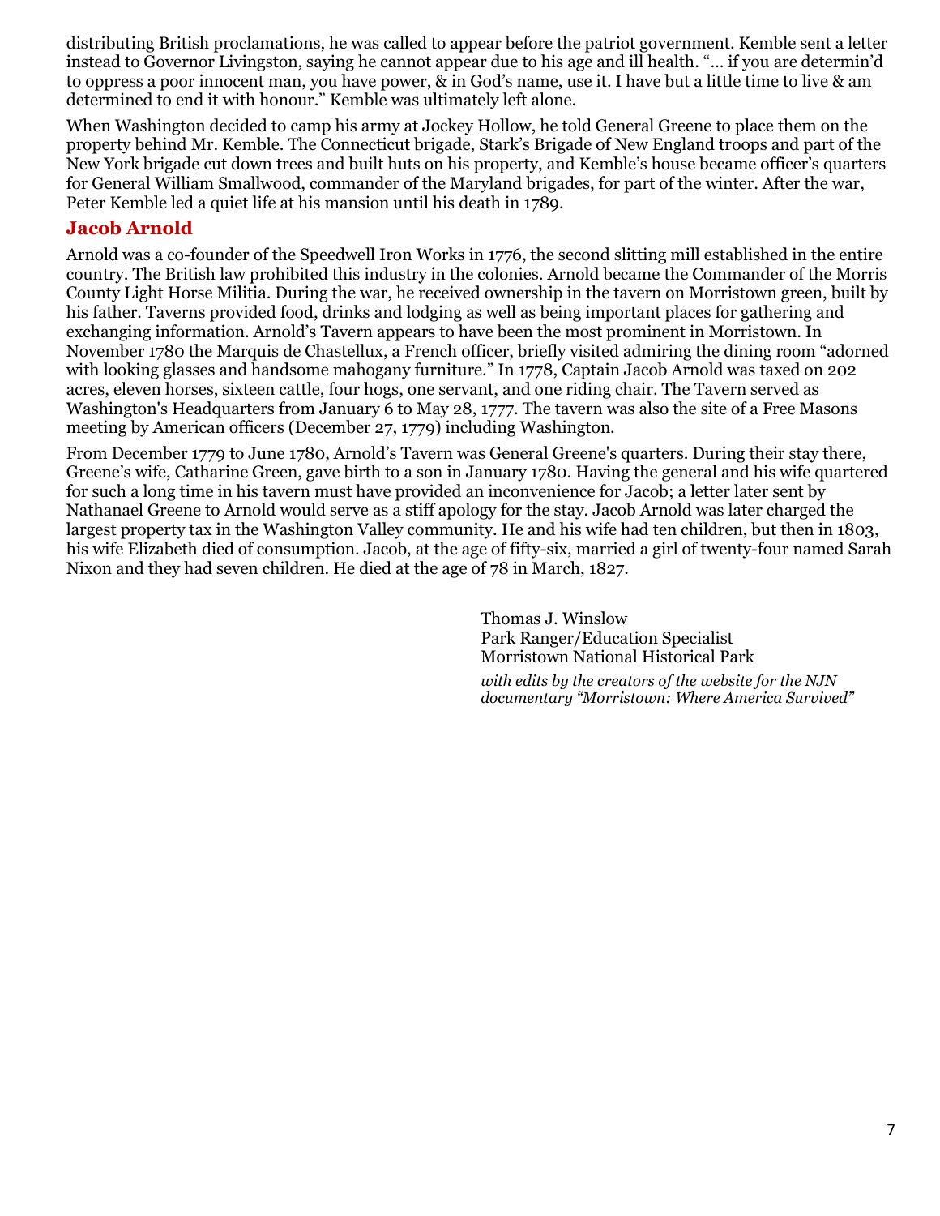distributing British proclamations, he was called to appear before the patriot government. Kemble sent a letter instead to Governor Livingston, saying he cannot appear due to his age and ill health. "… if you are determin'd to oppress a poor innocent man, you have power, & in God's name, use it. I have but a little time to live & am determined to end it with honour." Kemble was ultimately left alone.

When Washington decided to camp his army at Jockey Hollow, he told General Greene to place them on the property behind Mr. Kemble. The Connecticut brigade, Stark's Brigade of New England troops and part of the New York brigade cut down trees and built huts on his property, and Kemble's house became officer's quarters for General William Smallwood, commander of the Maryland brigades, for part of the winter. After the war, Peter Kemble led a quiet life at his mansion until his death in 1789.

## Jacob Arnold

Arnold was a co-founder of the Speedwell Iron Works in 1776, the second slitting mill established in the entire country. The British law prohibited this industry in the colonies. Arnold became the Commander of the Morris County Light Horse Militia. During the war, he received ownership in the tavern on Morristown green, built by his father. Taverns provided food, drinks and lodging as well as being important places for gathering and exchanging information. Arnold's Tavern appears to have been the most prominent in Morristown. In November 1780 the Marquis de Chastellux, a French officer, briefly visited admiring the dining room "adorned with looking glasses and handsome mahogany furniture." In 1778, Captain Jacob Arnold was taxed on 202 acres, eleven horses, sixteen cattle, four hogs, one servant, and one riding chair. The Tavern served as Washington's Headquarters from January 6 to May 28, 1777. The tavern was also the site of a Free Masons meeting by American officers (December 27, 1779) including Washington.

From December 1779 to June 1780, Arnold's Tavern was General Greene's quarters. During their stay there, Greene's wife, Catharine Green, gave birth to a son in January 1780. Having the general and his wife quartered for such a long time in his tavern must have provided an inconvenience for Jacob; a letter later sent by Nathanael Greene to Arnold would serve as a stiff apology for the stay. Jacob Arnold was later charged the largest property tax in the Washington Valley community. He and his wife had ten children, but then in 1803, his wife Elizabeth died of consumption. Jacob, at the age of fifty-six, married a girl of twenty-four named Sarah Nixon and they had seven children. He died at the age of 78 in March, 1827.

Thomas J. Winslow
Park Ranger/Education Specialist
Morristown National Historical Park

*with edits by the creators of the website for the NJN documentary "Morristown: Where America Survived"*